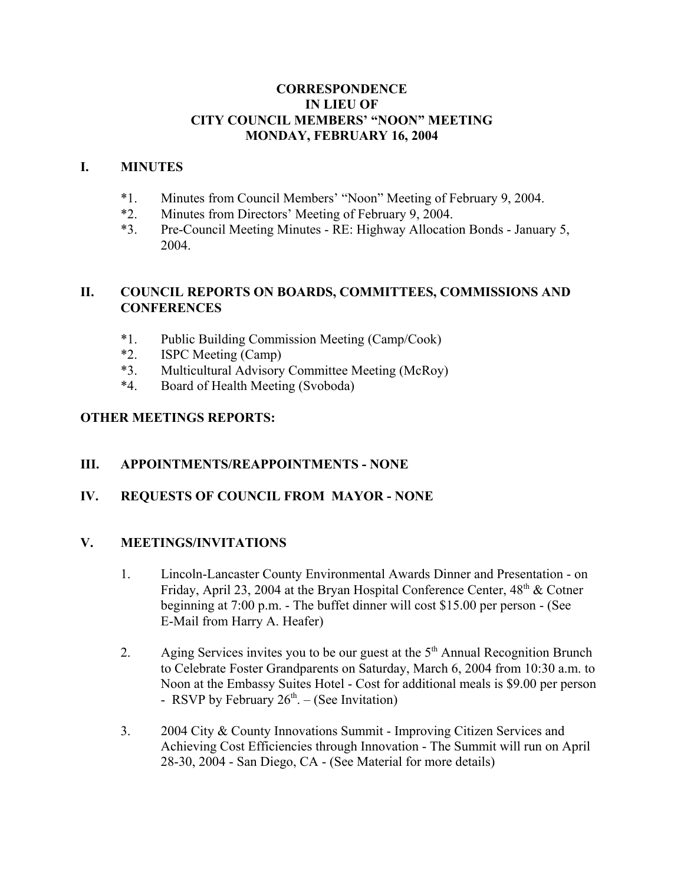# CORRESPONDENCE
# IN LIEU OF
# CITY COUNCIL MEMBERS' "NOON" MEETING
# MONDAY, FEBRUARY 16, 2004

## I. MINUTES

- *1. Minutes from Council Members' "Noon" Meeting of February 9, 2004.
- *2. Minutes from Directors' Meeting of February 9, 2004.
- *3. Pre-Council Meeting Minutes - RE: Highway Allocation Bonds - January 5, 2004.

## II. COUNCIL REPORTS ON BOARDS, COMMITTEES, COMMISSIONS AND CONFERENCES

- *1. Public Building Commission Meeting (Camp/Cook)
- *2. ISPC Meeting (Camp)
- *3. Multicultural Advisory Committee Meeting (McRoy)
- *4. Board of Health Meeting (Svoboda)

**OTHER MEETINGS REPORTS:**

## III. APPOINTMENTS/REAPPOINTMENTS - NONE

## IV. REQUESTS OF COUNCIL FROM MAYOR - NONE

## V. MEETINGS/INVITATIONS

1. Lincoln-Lancaster County Environmental Awards Dinner and Presentation - on Friday, April 23, 2004 at the Bryan Hospital Conference Center, 48th & Cotner beginning at 7:00 p.m. - The buffet dinner will cost $15.00 per person - (See E-Mail from Harry A. Heafer)

2. Aging Services invites you to be our guest at the 5th Annual Recognition Brunch to Celebrate Foster Grandparents on Saturday, March 6, 2004 from 10:30 a.m. to Noon at the Embassy Suites Hotel - Cost for additional meals is $9.00 per person - RSVP by February 26th. – (See Invitation)

3. 2004 City & County Innovations Summit - Improving Citizen Services and Achieving Cost Efficiencies through Innovation - The Summit will run on April 28-30, 2004 - San Diego, CA - (See Material for more details)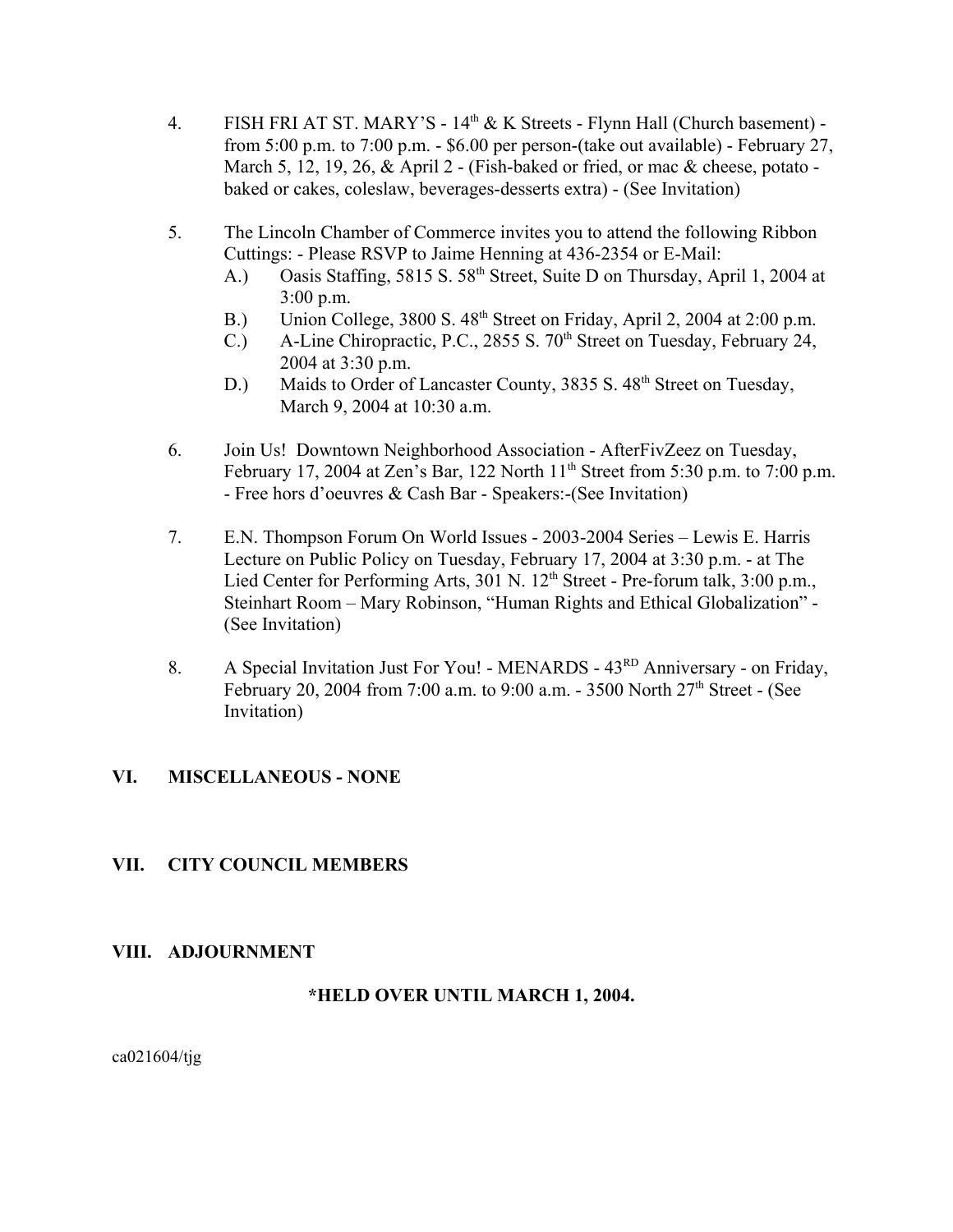4. FISH FRI AT ST. MARY'S - 14th & K Streets - Flynn Hall (Church basement) - from 5:00 p.m. to 7:00 p.m. - $6.00 per person-(take out available) - February 27, March 5, 12, 19, 26, & April 2 - (Fish-baked or fried, or mac & cheese, potato - baked or cakes, coleslaw, beverages-desserts extra) - (See Invitation)

5. The Lincoln Chamber of Commerce invites you to attend the following Ribbon Cuttings: - Please RSVP to Jaime Henning at 436-2354 or E-Mail:
   A.) Oasis Staffing, 5815 S. 58th Street, Suite D on Thursday, April 1, 2004 at 3:00 p.m.
   B.) Union College, 3800 S. 48th Street on Friday, April 2, 2004 at 2:00 p.m.
   C.) A-Line Chiropractic, P.C., 2855 S. 70th Street on Tuesday, February 24, 2004 at 3:30 p.m.
   D.) Maids to Order of Lancaster County, 3835 S. 48th Street on Tuesday, March 9, 2004 at 10:30 a.m.

6. Join Us! Downtown Neighborhood Association - AfterFivZeez on Tuesday, February 17, 2004 at Zen's Bar, 122 North 11th Street from 5:30 p.m. to 7:00 p.m. - Free hors d'oeuvres & Cash Bar - Speakers:-(See Invitation)

7. E.N. Thompson Forum On World Issues - 2003-2004 Series – Lewis E. Harris Lecture on Public Policy on Tuesday, February 17, 2004 at 3:30 p.m. - at The Lied Center for Performing Arts, 301 N. 12th Street - Pre-forum talk, 3:00 p.m., Steinhart Room – Mary Robinson, "Human Rights and Ethical Globalization" - (See Invitation)

8. A Special Invitation Just For You! - MENARDS - 43RD Anniversary - on Friday, February 20, 2004 from 7:00 a.m. to 9:00 a.m. - 3500 North 27th Street - (See Invitation)

**VI. MISCELLANEOUS - NONE**

**VII. CITY COUNCIL MEMBERS**

**VIII. ADJOURNMENT**

**\*HELD OVER UNTIL MARCH 1, 2004.**

ca021604/tjg